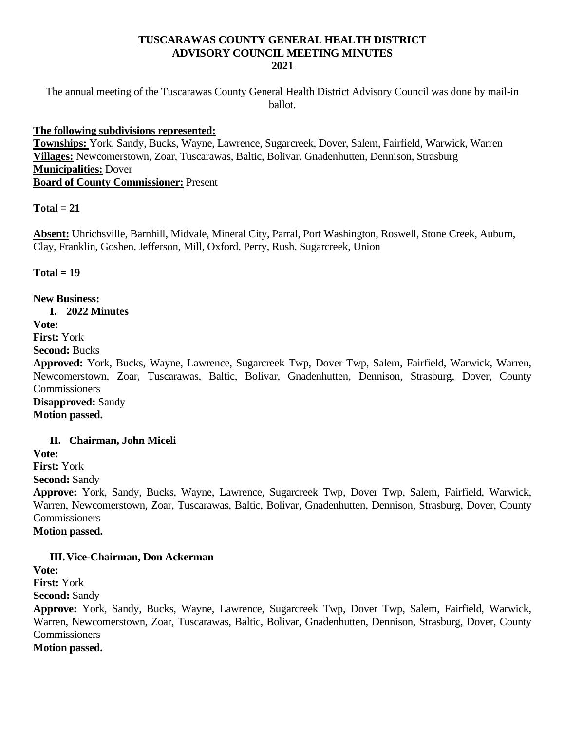# TUSCARAWAS COUNTY GENERAL HEALTH DISTRICT
# ADVISORY COUNCIL MEETING MINUTES
# 2021

The annual meeting of the Tuscarawas County General Health District Advisory Council was done by mail-in ballot.

**The following subdivisions represented:**

**Townships:** York, Sandy, Bucks, Wayne, Lawrence, Sugarcreek, Dover, Salem, Fairfield, Warwick, Warren
**Villages:** Newcomerstown, Zoar, Tuscarawas, Baltic, Bolivar, Gnadenhutten, Dennison, Strasburg
**Municipalities:** Dover
**Board of County Commissioner:** Present

**Total = 21**

**Absent:** Uhrichsville, Barnhill, Midvale, Mineral City, Parral, Port Washington, Roswell, Stone Creek, Auburn, Clay, Franklin, Goshen, Jefferson, Mill, Oxford, Perry, Rush, Sugarcreek, Union

**Total = 19**

**New Business:**

**I. 2022 Minutes**

**Vote:**
**First:** York
**Second:** Bucks
**Approved:** York, Bucks, Wayne, Lawrence, Sugarcreek Twp, Dover Twp, Salem, Fairfield, Warwick, Warren, Newcomerstown, Zoar, Tuscarawas, Baltic, Bolivar, Gnadenhutten, Dennison, Strasburg, Dover, County Commissioners
**Disapproved:** Sandy
**Motion passed.**

**II. Chairman, John Miceli**

**Vote:**
**First:** York
**Second:** Sandy
**Approve:** York, Sandy, Bucks, Wayne, Lawrence, Sugarcreek Twp, Dover Twp, Salem, Fairfield, Warwick, Warren, Newcomerstown, Zoar, Tuscarawas, Baltic, Bolivar, Gnadenhutten, Dennison, Strasburg, Dover, County Commissioners
**Motion passed.**

**III. Vice-Chairman, Don Ackerman**

**Vote:**
**First:** York
**Second:** Sandy
**Approve:** York, Sandy, Bucks, Wayne, Lawrence, Sugarcreek Twp, Dover Twp, Salem, Fairfield, Warwick, Warren, Newcomerstown, Zoar, Tuscarawas, Baltic, Bolivar, Gnadenhutten, Dennison, Strasburg, Dover, County Commissioners
**Motion passed.**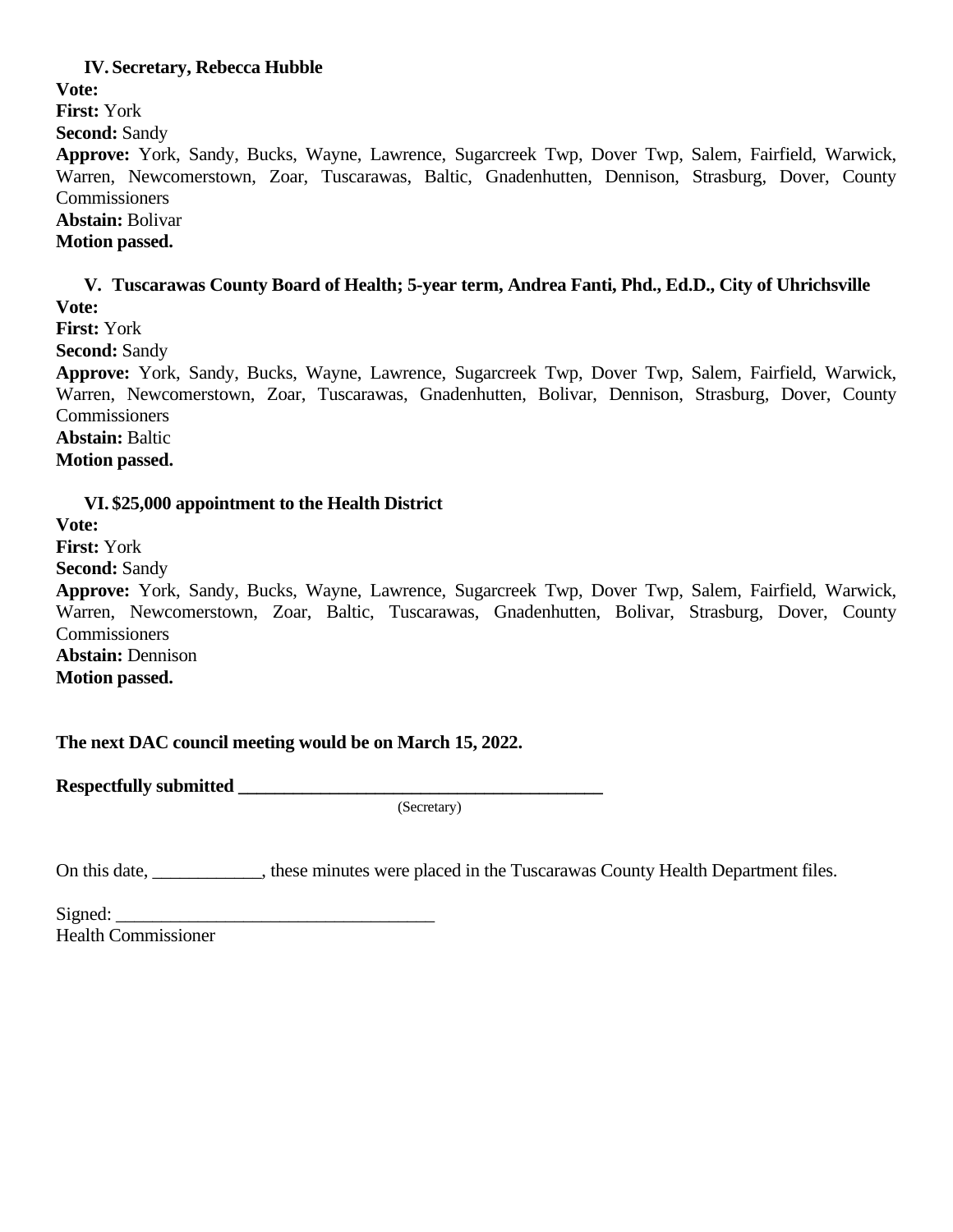**IV. Secretary, Rebecca Hubble**

**Vote:**
**First:** York
**Second:** Sandy
**Approve:** York, Sandy, Bucks, Wayne, Lawrence, Sugarcreek Twp, Dover Twp, Salem, Fairfield, Warwick, Warren, Newcomerstown, Zoar, Tuscarawas, Baltic, Gnadenhutten, Dennison, Strasburg, Dover, County Commissioners
**Abstain:** Bolivar
**Motion passed.**

**V. Tuscarawas County Board of Health; 5-year term, Andrea Fanti, Phd., Ed.D., City of Uhrichsville**

**Vote:**
**First:** York
**Second:** Sandy
**Approve:** York, Sandy, Bucks, Wayne, Lawrence, Sugarcreek Twp, Dover Twp, Salem, Fairfield, Warwick, Warren, Newcomerstown, Zoar, Tuscarawas, Gnadenhutten, Bolivar, Dennison, Strasburg, Dover, County Commissioners
**Abstain:** Baltic
**Motion passed.**

**VI. $25,000 appointment to the Health District**

**Vote:**
**First:** York
**Second:** Sandy
**Approve:** York, Sandy, Bucks, Wayne, Lawrence, Sugarcreek Twp, Dover Twp, Salem, Fairfield, Warwick, Warren, Newcomerstown, Zoar, Baltic, Tuscarawas, Gnadenhutten, Bolivar, Strasburg, Dover, County Commissioners
**Abstain:** Dennison
**Motion passed.**

**The next DAC council meeting would be on March 15, 2022.**

**Respectfully submitted** ________________________________________
(Secretary)

On this date, ____________, these minutes were placed in the Tuscarawas County Health Department files.

Signed: ___________________________________
Health Commissioner